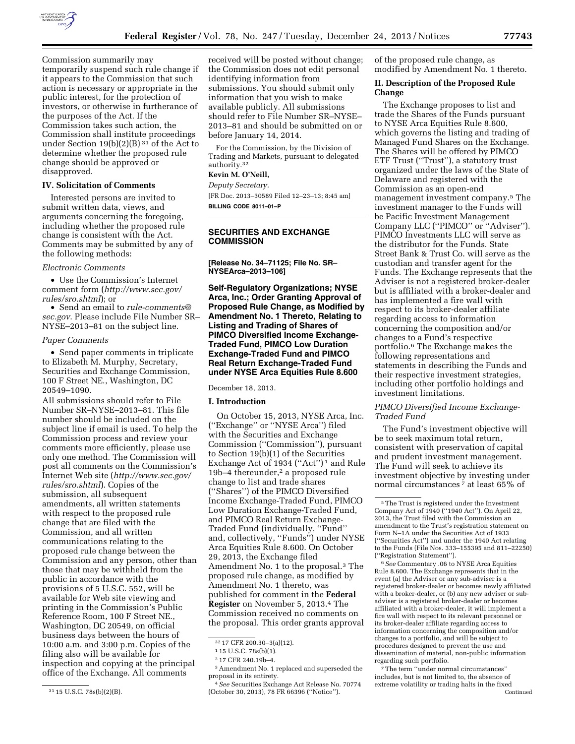Commission summarily may temporarily suspend such rule change if it appears to the Commission that such action is necessary or appropriate in the public interest, for the protection of investors, or otherwise in furtherance of the purposes of the Act. If the Commission takes such action, the Commission shall institute proceedings under Section 19(b)(2)(B) [31] of the Act to determine whether the proposed rule change should be approved or disapproved.

### IV. Solicitation of Comments

Interested persons are invited to submit written data, views, and arguments concerning the foregoing, including whether the proposed rule change is consistent with the Act. Comments may be submitted by any of the following methods:

*Electronic Comments*

- Use the Commission's Internet comment form (*http://www.sec.gov/rules/sro.shtml*); or
- Send an email to *rule-comments@sec.gov*. Please include File Number SR–NYSE–2013–81 on the subject line.

*Paper Comments*

- Send paper comments in triplicate to Elizabeth M. Murphy, Secretary, Securities and Exchange Commission, 100 F Street NE., Washington, DC 20549–1090.

All submissions should refer to File Number SR–NYSE–2013–81. This file number should be included on the subject line if email is used. To help the Commission process and review your comments more efficiently, please use only one method. The Commission will post all comments on the Commission's Internet Web site (*http://www.sec.gov/rules/sro.shtml*). Copies of the submission, all subsequent amendments, all written statements with respect to the proposed rule change that are filed with the Commission, and all written communications relating to the proposed rule change between the Commission and any person, other than those that may be withheld from the public in accordance with the provisions of 5 U.S.C. 552, will be available for Web site viewing and printing in the Commission's Public Reference Room, 100 F Street NE., Washington, DC 20549, on official business days between the hours of 10:00 a.m. and 3:00 p.m. Copies of the filing also will be available for inspection and copying at the principal office of the Exchange. All comments received will be posted without change; the Commission does not edit personal identifying information from submissions. You should submit only information that you wish to make available publicly. All submissions should refer to File Number SR–NYSE–2013–81 and should be submitted on or before January 14, 2014.

For the Commission, by the Division of Trading and Markets, pursuant to delegated authority.[32]

**Kevin M. O'Neill,**

*Deputy Secretary.*

[FR Doc. 2013–30589 Filed 12–23–13; 8:45 am]

**BILLING CODE 8011–01–P**

[31] 15 U.S.C. 78s(b)(2)(B).

[32] 17 CFR 200.30–3(a)(12).

---

## SECURITIES AND EXCHANGE COMMISSION

**[Release No. 34–71125; File No. SR–NYSEArca–2013–106]**

**Self-Regulatory Organizations; NYSE Arca, Inc.; Order Granting Approval of Proposed Rule Change, as Modified by Amendment No. 1 Thereto, Relating to Listing and Trading of Shares of PIMCO Diversified Income Exchange-Traded Fund, PIMCO Low Duration Exchange-Traded Fund and PIMCO Real Return Exchange-Traded Fund under NYSE Arca Equities Rule 8.600**

December 18, 2013.

### I. Introduction

On October 15, 2013, NYSE Arca, Inc. (''Exchange'' or ''NYSE Arca'') filed with the Securities and Exchange Commission (''Commission''), pursuant to Section 19(b)(1) of the Securities Exchange Act of 1934 (''Act'') [1] and Rule 19b–4 thereunder,[2] a proposed rule change to list and trade shares (''Shares'') of the PIMCO Diversified Income Exchange-Traded Fund, PIMCO Low Duration Exchange-Traded Fund, and PIMCO Real Return Exchange-Traded Fund (individually, ''Fund'' and, collectively, ''Funds'') under NYSE Arca Equities Rule 8.600. On October 29, 2013, the Exchange filed Amendment No. 1 to the proposal.[3] The proposed rule change, as modified by Amendment No. 1 thereto, was published for comment in the **Federal Register** on November 5, 2013.[4] The Commission received no comments on the proposal. This order grants approval of the proposed rule change, as modified by Amendment No. 1 thereto.

### II. Description of the Proposed Rule Change

The Exchange proposes to list and trade the Shares of the Funds pursuant to NYSE Arca Equities Rule 8.600, which governs the listing and trading of Managed Fund Shares on the Exchange. The Shares will be offered by PIMCO ETF Trust (''Trust''), a statutory trust organized under the laws of the State of Delaware and registered with the Commission as an open-end management investment company.[5] The investment manager to the Funds will be Pacific Investment Management Company LLC (''PIMCO'' or ''Adviser''). PIMCO Investments LLC will serve as the distributor for the Funds. State Street Bank & Trust Co. will serve as the custodian and transfer agent for the Funds. The Exchange represents that the Adviser is not a registered broker-dealer but is affiliated with a broker-dealer and has implemented a fire wall with respect to its broker-dealer affiliate regarding access to information concerning the composition and/or changes to a Fund's respective portfolio.[6] The Exchange makes the following representations and statements in describing the Funds and their respective investment strategies, including other portfolio holdings and investment limitations.

*PIMCO Diversified Income Exchange-Traded Fund*

The Fund's investment objective will be to seek maximum total return, consistent with preservation of capital and prudent investment management. The Fund will seek to achieve its investment objective by investing under normal circumstances [7] at least 65% of

[1] 15 U.S.C. 78s(b)(1).

[2] 17 CFR 240.19b–4.

[3] Amendment No. 1 replaced and superseded the proposal in its entirety.

[4] *See* Securities Exchange Act Release No. 70774 (October 30, 2013), 78 FR 66396 (''Notice'').

[5] The Trust is registered under the Investment Company Act of 1940 (''1940 Act''). On April 22, 2013, the Trust filed with the Commission an amendment to the Trust's registration statement on Form N–1A under the Securities Act of 1933 (''Securities Act'') and under the 1940 Act relating to the Funds (File Nos. 333–155395 and 811–22250) (''Registration Statement'').

[6] *See* Commentary .06 to NYSE Arca Equities Rule 8.600. The Exchange represents that in the event (a) the Adviser or any sub-adviser is a registered broker-dealer or becomes newly affiliated with a broker-dealer, or (b) any new adviser or sub-adviser is a registered broker-dealer or becomes affiliated with a broker-dealer, it will implement a fire wall with respect to its relevant personnel or its broker-dealer affiliate regarding access to information concerning the composition and/or changes to a portfolio, and will be subject to procedures designed to prevent the use and dissemination of material, non-public information regarding such portfolio.

[7] The term ''under normal circumstances'' includes, but is not limited to, the absence of extreme volatility or trading halts in the fixed

Continued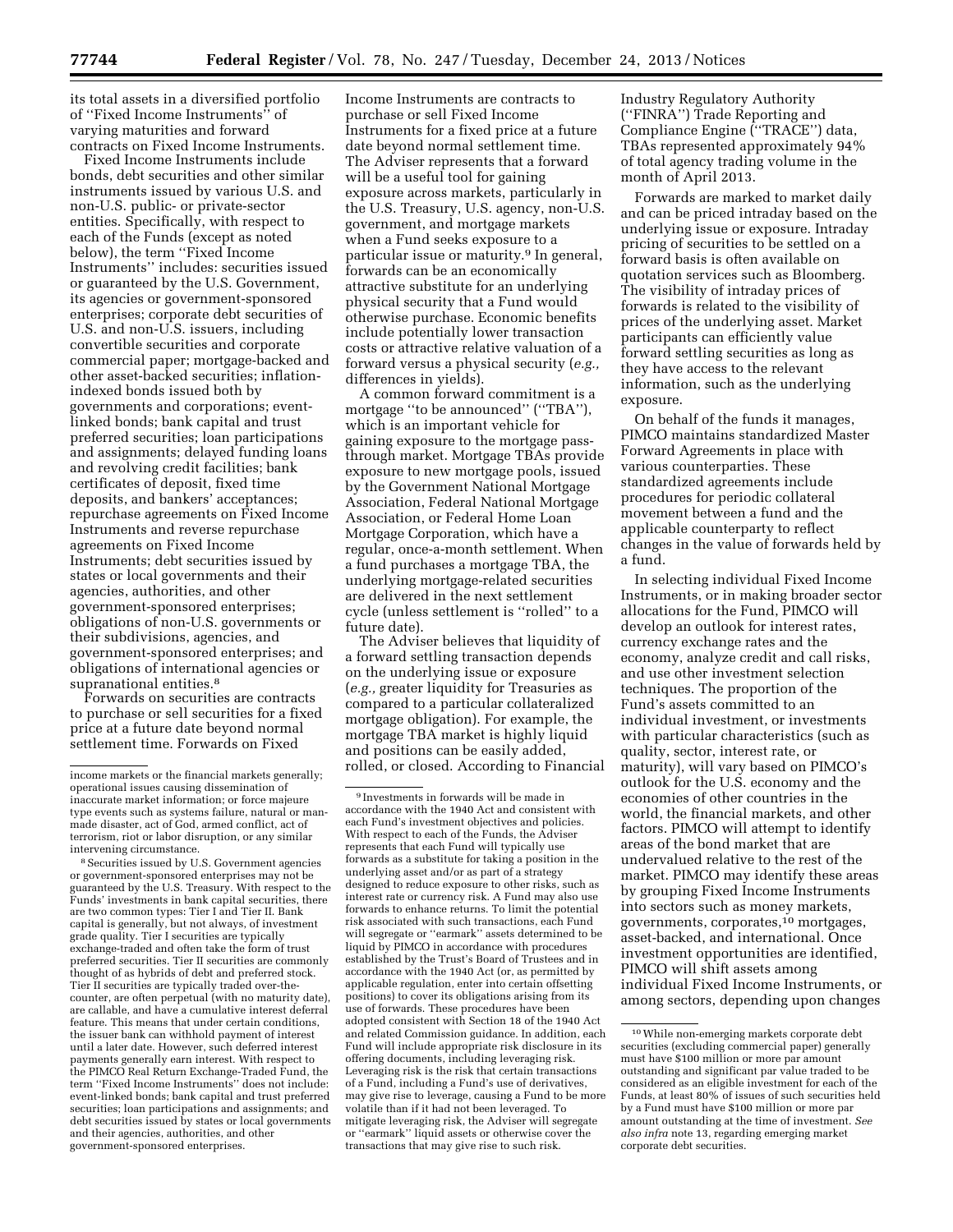its total assets in a diversified portfolio of "Fixed Income Instruments" of varying maturities and forward contracts on Fixed Income Instruments.

Fixed Income Instruments include bonds, debt securities and other similar instruments issued by various U.S. and non-U.S. public- or private-sector entities. Specifically, with respect to each of the Funds (except as noted below), the term "Fixed Income Instruments" includes: securities issued or guaranteed by the U.S. Government, its agencies or government-sponsored enterprises; corporate debt securities of U.S. and non-U.S. issuers, including convertible securities and corporate commercial paper; mortgage-backed and other asset-backed securities; inflation-indexed bonds issued both by governments and corporations; event-linked bonds; bank capital and trust preferred securities; loan participations and assignments; delayed funding loans and revolving credit facilities; bank certificates of deposit, fixed time deposits, and bankers' acceptances; repurchase agreements on Fixed Income Instruments and reverse repurchase agreements on Fixed Income Instruments; debt securities issued by states or local governments and their agencies, authorities, and other government-sponsored enterprises; obligations of non-U.S. governments or their subdivisions, agencies, and government-sponsored enterprises; and obligations of international agencies or supranational entities.[8]

Forwards on securities are contracts to purchase or sell securities for a fixed price at a future date beyond normal settlement time. Forwards on Fixed Income Instruments are contracts to purchase or sell Fixed Income Instruments for a fixed price at a future date beyond normal settlement time. The Adviser represents that a forward will be a useful tool for gaining exposure across markets, particularly in the U.S. Treasury, U.S. agency, non-U.S. government, and mortgage markets when a Fund seeks exposure to a particular issue or maturity.[9] In general, forwards can be an economically attractive substitute for an underlying physical security that a Fund would otherwise purchase. Economic benefits include potentially lower transaction costs or attractive relative valuation of a forward versus a physical security (*e.g.,* differences in yields).

A common forward commitment is a mortgage "to be announced" ("TBA"), which is an important vehicle for gaining exposure to the mortgage pass-through market. Mortgage TBAs provide exposure to new mortgage pools, issued by the Government National Mortgage Association, Federal National Mortgage Association, or Federal Home Loan Mortgage Corporation, which have a regular, once-a-month settlement. When a fund purchases a mortgage TBA, the underlying mortgage-related securities are delivered in the next settlement cycle (unless settlement is "rolled" to a future date).

The Adviser believes that liquidity of a forward settling transaction depends on the underlying issue or exposure (*e.g.,* greater liquidity for Treasuries as compared to a particular collateralized mortgage obligation). For example, the mortgage TBA market is highly liquid and positions can be easily added, rolled, or closed. According to Financial Industry Regulatory Authority ("FINRA") Trade Reporting and Compliance Engine ("TRACE") data, TBAs represented approximately 94% of total agency trading volume in the month of April 2013.

Forwards are marked to market daily and can be priced intraday based on the underlying issue or exposure. Intraday pricing of securities to be settled on a forward basis is often available on quotation services such as Bloomberg. The visibility of intraday prices of forwards is related to the visibility of prices of the underlying asset. Market participants can efficiently value forward settling securities as long as they have access to the relevant information, such as the underlying exposure.

On behalf of the funds it manages, PIMCO maintains standardized Master Forward Agreements in place with various counterparties. These standardized agreements include procedures for periodic collateral movement between a fund and the applicable counterparty to reflect changes in the value of forwards held by a fund.

In selecting individual Fixed Income Instruments, or in making broader sector allocations for the Fund, PIMCO will develop an outlook for interest rates, currency exchange rates and the economy, analyze credit and call risks, and use other investment selection techniques. The proportion of the Fund's assets committed to an individual investment, or investments with particular characteristics (such as quality, sector, interest rate, or maturity), will vary based on PIMCO's outlook for the U.S. economy and the economies of other countries in the world, the financial markets, and other factors. PIMCO will attempt to identify areas of the bond market that are undervalued relative to the rest of the market. PIMCO may identify these areas by grouping Fixed Income Instruments into sectors such as money markets, governments, corporates,[10] mortgages, asset-backed, and international. Once investment opportunities are identified, PIMCO will shift assets among individual Fixed Income Instruments, or among sectors, depending upon changes

---

income markets or the financial markets generally; operational issues causing dissemination of inaccurate market information; or force majeure type events such as systems failure, natural or man-made disaster, act of God, armed conflict, act of terrorism, riot or labor disruption, or any similar intervening circumstance.

[8] Securities issued by U.S. Government agencies or government-sponsored enterprises may not be guaranteed by the U.S. Treasury. With respect to the Funds' investments in bank capital securities, there are two common types: Tier I and Tier II. Bank capital is generally, but not always, of investment grade quality. Tier I securities are typically exchange-traded and often take the form of trust preferred securities. Tier II securities are commonly thought of as hybrids of debt and preferred stock. Tier II securities are typically traded over-the-counter, are often perpetual (with no maturity date), are callable, and have a cumulative interest deferral feature. This means that under certain conditions, the issuer bank can withhold payment of interest until a later date. However, such deferred interest payments generally earn interest. With respect to the PIMCO Real Return Exchange-Traded Fund, the term "Fixed Income Instruments" does not include: event-linked bonds; bank capital and trust preferred securities; loan participations and assignments; and debt securities issued by states or local governments and their agencies, authorities, and other government-sponsored enterprises.

[9] Investments in forwards will be made in accordance with the 1940 Act and consistent with each Fund's investment objectives and policies. With respect to each of the Funds, the Adviser represents that each Fund will typically use forwards as a substitute for taking a position in the underlying asset and/or as part of a strategy designed to reduce exposure to other risks, such as interest rate or currency risk. A Fund may also use forwards to enhance returns. To limit the potential risk associated with such transactions, each Fund will segregate or "earmark" assets determined to be liquid by PIMCO in accordance with procedures established by the Trust's Board of Trustees and in accordance with the 1940 Act (or, as permitted by applicable regulation, enter into certain offsetting positions) to cover its obligations arising from its use of forwards. These procedures have been adopted consistent with Section 18 of the 1940 Act and related Commission guidance. In addition, each Fund will include appropriate risk disclosure in its offering documents, including leveraging risk. Leveraging risk is the risk that certain transactions of a Fund, including a Fund's use of derivatives, may give rise to leverage, causing a Fund to be more volatile than if it had not been leveraged. To mitigate leveraging risk, the Adviser will segregate or "earmark" liquid assets or otherwise cover the transactions that may give rise to such risk.

[10] While non-emerging markets corporate debt securities (excluding commercial paper) generally must have $100 million or more par amount outstanding and significant par value traded to be considered as an eligible investment for each of the Funds, at least 80% of issues of such securities held by a Fund must have $100 million or more par amount outstanding at the time of investment. *See also infra* note 13, regarding emerging market corporate debt securities.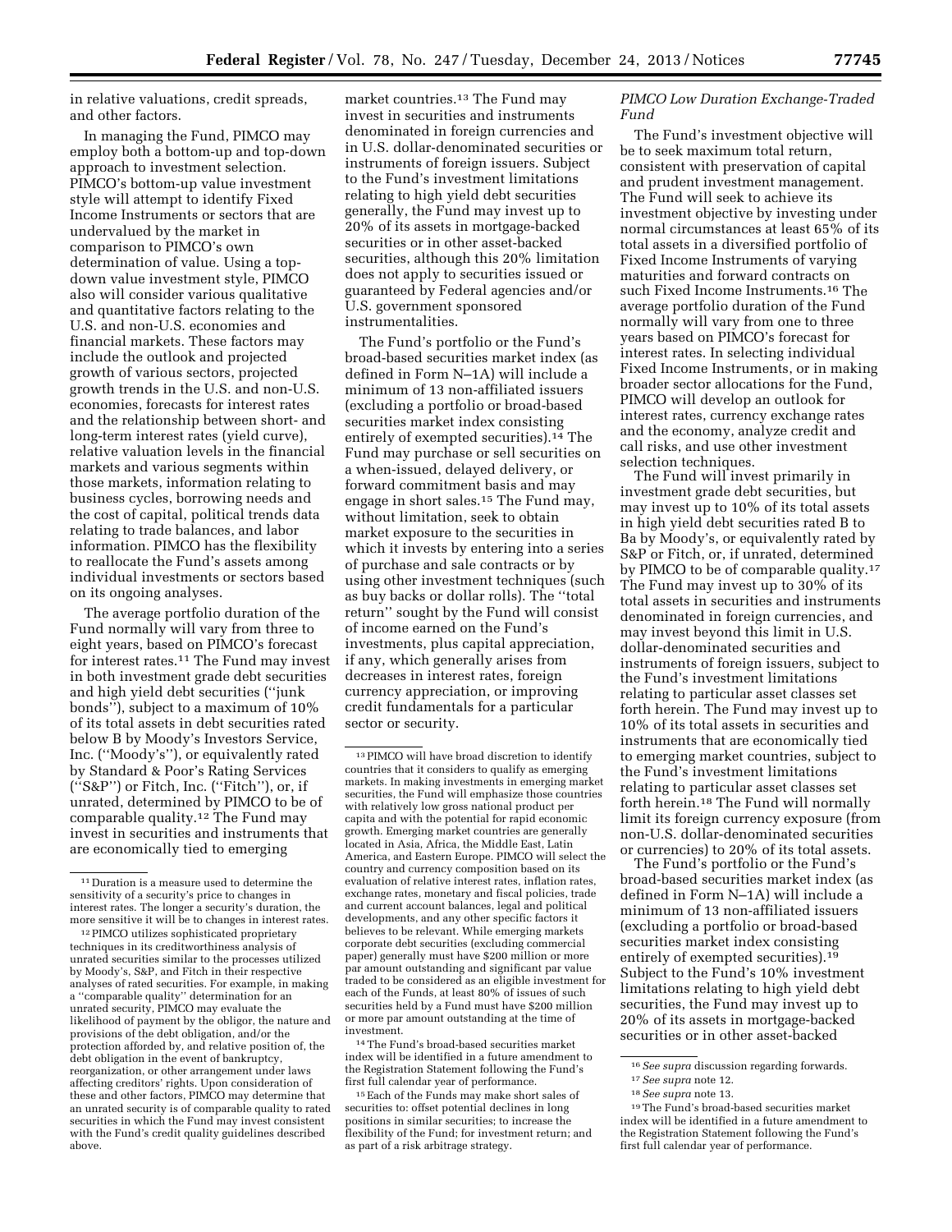in relative valuations, credit spreads, and other factors.

In managing the Fund, PIMCO may employ both a bottom-up and top-down approach to investment selection. PIMCO's bottom-up value investment style will attempt to identify Fixed Income Instruments or sectors that are undervalued by the market in comparison to PIMCO's own determination of value. Using a top-down value investment style, PIMCO also will consider various qualitative and quantitative factors relating to the U.S. and non-U.S. economies and financial markets. These factors may include the outlook and projected growth of various sectors, projected growth trends in the U.S. and non-U.S. economies, forecasts for interest rates and the relationship between short- and long-term interest rates (yield curve), relative valuation levels in the financial markets and various segments within those markets, information relating to business cycles, borrowing needs and the cost of capital, political trends data relating to trade balances, and labor information. PIMCO has the flexibility to reallocate the Fund's assets among individual investments or sectors based on its ongoing analyses.

The average portfolio duration of the Fund normally will vary from three to eight years, based on PIMCO's forecast for interest rates.[11] The Fund may invest in both investment grade debt securities and high yield debt securities (''junk bonds''), subject to a maximum of 10% of its total assets in debt securities rated below B by Moody's Investors Service, Inc. (''Moody's''), or equivalently rated by Standard & Poor's Rating Services (''S&P'') or Fitch, Inc. (''Fitch''), or, if unrated, determined by PIMCO to be of comparable quality.[12] The Fund may invest in securities and instruments that are economically tied to emerging market countries.[13] The Fund may invest in securities and instruments denominated in foreign currencies and in U.S. dollar-denominated securities or instruments of foreign issuers. Subject to the Fund's investment limitations relating to high yield debt securities generally, the Fund may invest up to 20% of its assets in mortgage-backed securities or in other asset-backed securities, although this 20% limitation does not apply to securities issued or guaranteed by Federal agencies and/or U.S. government sponsored instrumentalities.

The Fund's portfolio or the Fund's broad-based securities market index (as defined in Form N–1A) will include a minimum of 13 non-affiliated issuers (excluding a portfolio or broad-based securities market index consisting entirely of exempted securities).[14] The Fund may purchase or sell securities on a when-issued, delayed delivery, or forward commitment basis and may engage in short sales.[15] The Fund may, without limitation, seek to obtain market exposure to the securities in which it invests by entering into a series of purchase and sale contracts or by using other investment techniques (such as buy backs or dollar rolls). The ''total return'' sought by the Fund will consist of income earned on the Fund's investments, plus capital appreciation, if any, which generally arises from decreases in interest rates, foreign currency appreciation, or improving credit fundamentals for a particular sector or security.

### *PIMCO Low Duration Exchange-Traded Fund*

The Fund's investment objective will be to seek maximum total return, consistent with preservation of capital and prudent investment management. The Fund will seek to achieve its investment objective by investing under normal circumstances at least 65% of its total assets in a diversified portfolio of Fixed Income Instruments of varying maturities and forward contracts on such Fixed Income Instruments.[16] The average portfolio duration of the Fund normally will vary from one to three years based on PIMCO's forecast for interest rates. In selecting individual Fixed Income Instruments, or in making broader sector allocations for the Fund, PIMCO will develop an outlook for interest rates, currency exchange rates and the economy, analyze credit and call risks, and use other investment selection techniques.

The Fund will invest primarily in investment grade debt securities, but may invest up to 10% of its total assets in high yield debt securities rated B to Ba by Moody's, or equivalently rated by S&P or Fitch, or, if unrated, determined by PIMCO to be of comparable quality.[17] The Fund may invest up to 30% of its total assets in securities and instruments denominated in foreign currencies, and may invest beyond this limit in U.S. dollar-denominated securities and instruments of foreign issuers, subject to the Fund's investment limitations relating to particular asset classes set forth herein. The Fund may invest up to 10% of its total assets in securities and instruments that are economically tied to emerging market countries, subject to the Fund's investment limitations relating to particular asset classes set forth herein.[18] The Fund will normally limit its foreign currency exposure (from non-U.S. dollar-denominated securities or currencies) to 20% of its total assets.

The Fund's portfolio or the Fund's broad-based securities market index (as defined in Form N–1A) will include a minimum of 13 non-affiliated issuers (excluding a portfolio or broad-based securities market index consisting entirely of exempted securities).[19] Subject to the Fund's 10% investment limitations relating to high yield debt securities, the Fund may invest up to 20% of its assets in mortgage-backed securities or in other asset-backed

---

[11] Duration is a measure used to determine the sensitivity of a security's price to changes in interest rates. The longer a security's duration, the more sensitive it will be to changes in interest rates.

[12] PIMCO utilizes sophisticated proprietary techniques in its creditworthiness analysis of unrated securities similar to the processes utilized by Moody's, S&P, and Fitch in their respective analyses of rated securities. For example, in making a ''comparable quality'' determination for an unrated security, PIMCO may evaluate the likelihood of payment by the obligor, the nature and provisions of the debt obligation, and/or the protection afforded by, and relative position of, the debt obligation in the event of bankruptcy, reorganization, or other arrangement under laws affecting creditors' rights. Upon consideration of these and other factors, PIMCO may determine that an unrated security is of comparable quality to rated securities in which the Fund may invest consistent with the Fund's credit quality guidelines described above.

[13] PIMCO will have broad discretion to identify countries that it considers to qualify as emerging markets. In making investments in emerging market securities, the Fund will emphasize those countries with relatively low gross national product per capita and with the potential for rapid economic growth. Emerging market countries are generally located in Asia, Africa, the Middle East, Latin America, and Eastern Europe. PIMCO will select the country and currency composition based on its evaluation of relative interest rates, inflation rates, exchange rates, monetary and fiscal policies, trade and current account balances, legal and political developments, and any other specific factors it believes to be relevant. While emerging markets corporate debt securities (excluding commercial paper) generally must have $200 million or more par amount outstanding and significant par value traded to be considered as an eligible investment for each of the Funds, at least 80% of issues of such securities held by a Fund must have $200 million or more par amount outstanding at the time of investment.

[14] The Fund's broad-based securities market index will be identified in a future amendment to the Registration Statement following the Fund's first full calendar year of performance.

[15] Each of the Funds may make short sales of securities to: offset potential declines in long positions in similar securities; to increase the flexibility of the Fund; for investment return; and as part of a risk arbitrage strategy.

[16] *See supra* discussion regarding forwards.

[17] *See supra* note 12.

[18] *See supra* note 13.

[19] The Fund's broad-based securities market index will be identified in a future amendment to the Registration Statement following the Fund's first full calendar year of performance.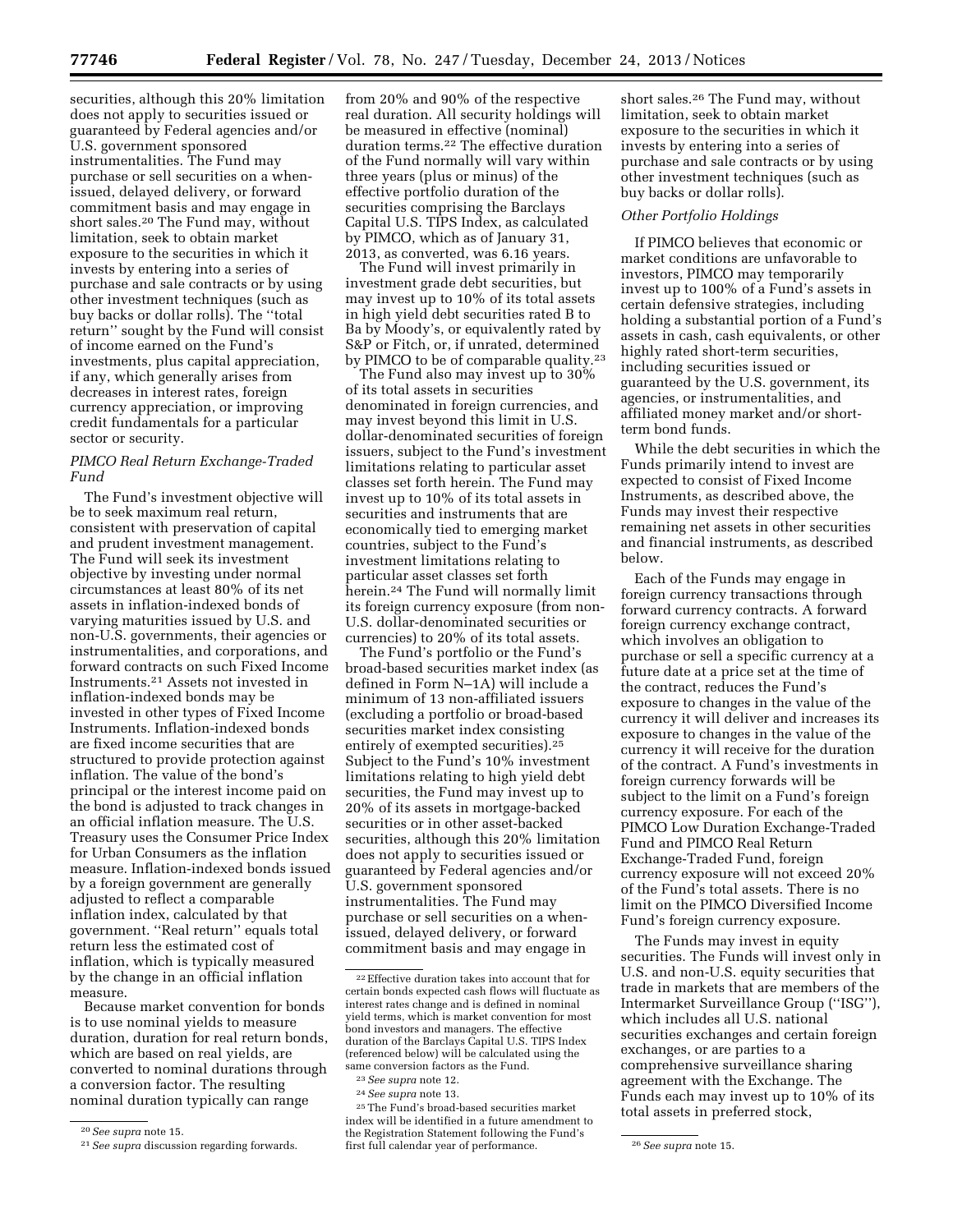securities, although this 20% limitation does not apply to securities issued or guaranteed by Federal agencies and/or U.S. government sponsored instrumentalities. The Fund may purchase or sell securities on a when-issued, delayed delivery, or forward commitment basis and may engage in short sales.[20] The Fund may, without limitation, seek to obtain market exposure to the securities in which it invests by entering into a series of purchase and sale contracts or by using other investment techniques (such as buy backs or dollar rolls). The ''total return'' sought by the Fund will consist of income earned on the Fund's investments, plus capital appreciation, if any, which generally arises from decreases in interest rates, foreign currency appreciation, or improving credit fundamentals for a particular sector or security.

*PIMCO Real Return Exchange-Traded Fund*

The Fund's investment objective will be to seek maximum real return, consistent with preservation of capital and prudent investment management. The Fund will seek its investment objective by investing under normal circumstances at least 80% of its net assets in inflation-indexed bonds of varying maturities issued by U.S. and non-U.S. governments, their agencies or instrumentalities, and corporations, and forward contracts on such Fixed Income Instruments.[21] Assets not invested in inflation-indexed bonds may be invested in other types of Fixed Income Instruments. Inflation-indexed bonds are fixed income securities that are structured to provide protection against inflation. The value of the bond's principal or the interest income paid on the bond is adjusted to track changes in an official inflation measure. The U.S. Treasury uses the Consumer Price Index for Urban Consumers as the inflation measure. Inflation-indexed bonds issued by a foreign government are generally adjusted to reflect a comparable inflation index, calculated by that government. ''Real return'' equals total return less the estimated cost of inflation, which is typically measured by the change in an official inflation measure.

Because market convention for bonds is to use nominal yields to measure duration, duration for real return bonds, which are based on real yields, are converted to nominal durations through a conversion factor. The resulting nominal duration typically can range from 20% and 90% of the respective real duration. All security holdings will be measured in effective (nominal) duration terms.[22] The effective duration of the Fund normally will vary within three years (plus or minus) of the effective portfolio duration of the securities comprising the Barclays Capital U.S. TIPS Index, as calculated by PIMCO, which as of January 31, 2013, as converted, was 6.16 years.

The Fund will invest primarily in investment grade debt securities, but may invest up to 10% of its total assets in high yield debt securities rated B to Ba by Moody's, or equivalently rated by S&P or Fitch, or, if unrated, determined by PIMCO to be of comparable quality.[23]

The Fund also may invest up to 30% of its total assets in securities denominated in foreign currencies, and may invest beyond this limit in U.S. dollar-denominated securities of foreign issuers, subject to the Fund's investment limitations relating to particular asset classes set forth herein. The Fund may invest up to 10% of its total assets in securities and instruments that are economically tied to emerging market countries, subject to the Fund's investment limitations relating to particular asset classes set forth herein.[24] The Fund will normally limit its foreign currency exposure (from non-U.S. dollar-denominated securities or currencies) to 20% of its total assets.

The Fund's portfolio or the Fund's broad-based securities market index (as defined in Form N–1A) will include a minimum of 13 non-affiliated issuers (excluding a portfolio or broad-based securities market index consisting entirely of exempted securities).[25] Subject to the Fund's 10% investment limitations relating to high yield debt securities, the Fund may invest up to 20% of its assets in mortgage-backed securities or in other asset-backed securities, although this 20% limitation does not apply to securities issued or guaranteed by Federal agencies and/or U.S. government sponsored instrumentalities. The Fund may purchase or sell securities on a when-issued, delayed delivery, or forward commitment basis and may engage in short sales.[26] The Fund may, without limitation, seek to obtain market exposure to the securities in which it invests by entering into a series of purchase and sale contracts or by using other investment techniques (such as buy backs or dollar rolls).

*Other Portfolio Holdings*

If PIMCO believes that economic or market conditions are unfavorable to investors, PIMCO may temporarily invest up to 100% of a Fund's assets in certain defensive strategies, including holding a substantial portion of a Fund's assets in cash, cash equivalents, or other highly rated short-term securities, including securities issued or guaranteed by the U.S. government, its agencies, or instrumentalities, and affiliated money market and/or short-term bond funds.

While the debt securities in which the Funds primarily intend to invest are expected to consist of Fixed Income Instruments, as described above, the Funds may invest their respective remaining net assets in other securities and financial instruments, as described below.

Each of the Funds may engage in foreign currency transactions through forward currency contracts. A forward foreign currency exchange contract, which involves an obligation to purchase or sell a specific currency at a future date at a price set at the time of the contract, reduces the Fund's exposure to changes in the value of the currency it will deliver and increases its exposure to changes in the value of the currency it will receive for the duration of the contract. A Fund's investments in foreign currency forwards will be subject to the limit on a Fund's foreign currency exposure. For each of the PIMCO Low Duration Exchange-Traded Fund and PIMCO Real Return Exchange-Traded Fund, foreign currency exposure will not exceed 20% of the Fund's total assets. There is no limit on the PIMCO Diversified Income Fund's foreign currency exposure.

The Funds may invest in equity securities. The Funds will invest only in U.S. and non-U.S. equity securities that trade in markets that are members of the Intermarket Surveillance Group (''ISG''), which includes all U.S. national securities exchanges and certain foreign exchanges, or are parties to a comprehensive surveillance sharing agreement with the Exchange. The Funds each may invest up to 10% of its total assets in preferred stock,

---

[20] *See supra* note 15.

[21] *See supra* discussion regarding forwards.

[22] Effective duration takes into account that for certain bonds expected cash flows will fluctuate as interest rates change and is defined in nominal yield terms, which is market convention for most bond investors and managers. The effective duration of the Barclays Capital U.S. TIPS Index (referenced below) will be calculated using the same conversion factors as the Fund.

[23] *See supra* note 12.

[24] *See supra* note 13.

[25] The Fund's broad-based securities market index will be identified in a future amendment to the Registration Statement following the Fund's first full calendar year of performance.

[26] *See supra* note 15.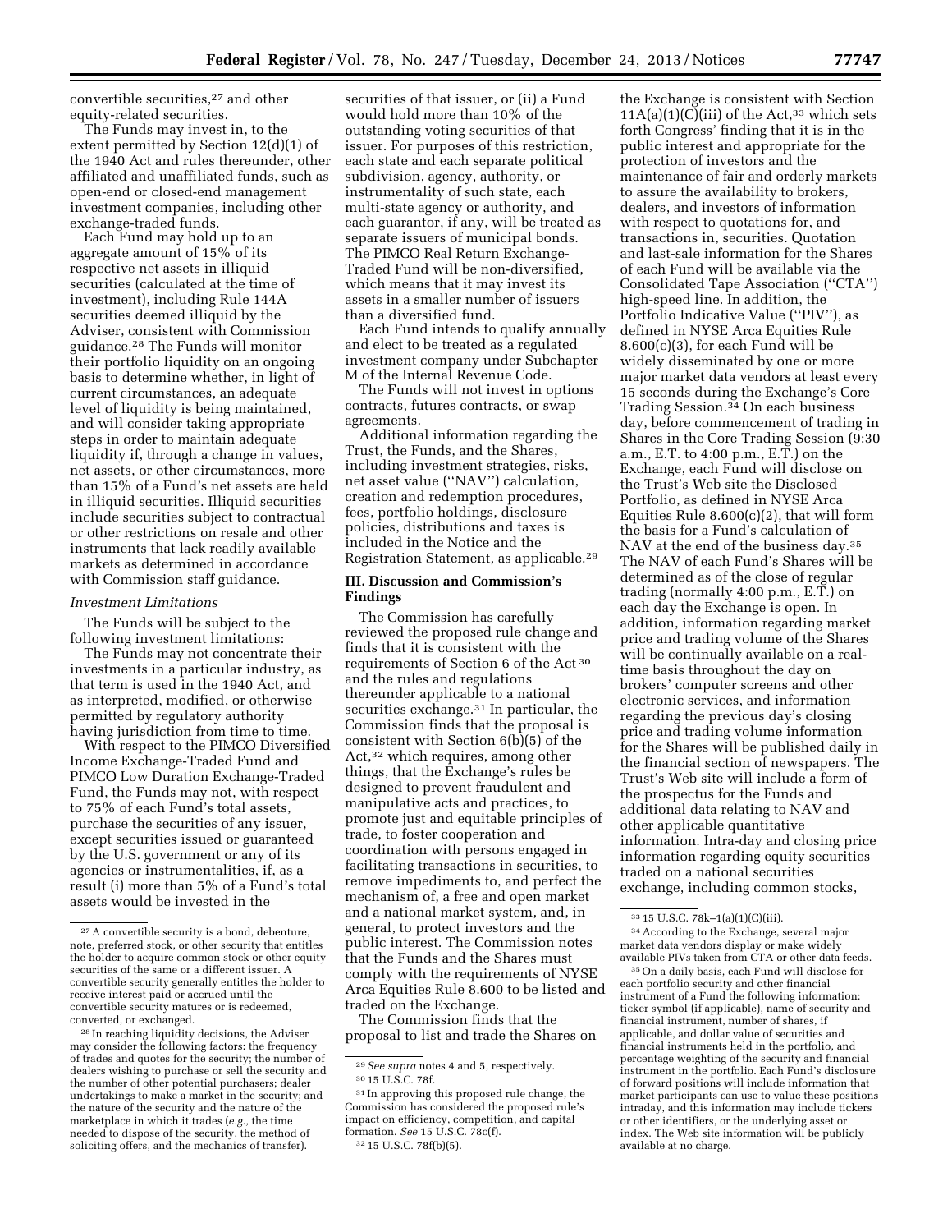convertible securities,[27] and other equity-related securities.

The Funds may invest in, to the extent permitted by Section 12(d)(1) of the 1940 Act and rules thereunder, other affiliated and unaffiliated funds, such as open-end or closed-end management investment companies, including other exchange-traded funds.

Each Fund may hold up to an aggregate amount of 15% of its respective net assets in illiquid securities (calculated at the time of investment), including Rule 144A securities deemed illiquid by the Adviser, consistent with Commission guidance.[28] The Funds will monitor their portfolio liquidity on an ongoing basis to determine whether, in light of current circumstances, an adequate level of liquidity is being maintained, and will consider taking appropriate steps in order to maintain adequate liquidity if, through a change in values, net assets, or other circumstances, more than 15% of a Fund's net assets are held in illiquid securities. Illiquid securities include securities subject to contractual or other restrictions on resale and other instruments that lack readily available markets as determined in accordance with Commission staff guidance.

*Investment Limitations*

The Funds will be subject to the following investment limitations:

The Funds may not concentrate their investments in a particular industry, as that term is used in the 1940 Act, and as interpreted, modified, or otherwise permitted by regulatory authority having jurisdiction from time to time.

With respect to the PIMCO Diversified Income Exchange-Traded Fund and PIMCO Low Duration Exchange-Traded Fund, the Funds may not, with respect to 75% of each Fund's total assets, purchase the securities of any issuer, except securities issued or guaranteed by the U.S. government or any of its agencies or instrumentalities, if, as a result (i) more than 5% of a Fund's total assets would be invested in the securities of that issuer, or (ii) a Fund would hold more than 10% of the outstanding voting securities of that issuer. For purposes of this restriction, each state and each separate political subdivision, agency, authority, or instrumentality of such state, each multi-state agency or authority, and each guarantor, if any, will be treated as separate issuers of municipal bonds. The PIMCO Real Return Exchange-Traded Fund will be non-diversified, which means that it may invest its assets in a smaller number of issuers than a diversified fund.

Each Fund intends to qualify annually and elect to be treated as a regulated investment company under Subchapter M of the Internal Revenue Code.

The Funds will not invest in options contracts, futures contracts, or swap agreements.

Additional information regarding the Trust, the Funds, and the Shares, including investment strategies, risks, net asset value ("NAV") calculation, creation and redemption procedures, fees, portfolio holdings, disclosure policies, distributions and taxes is included in the Notice and the Registration Statement, as applicable.[29]

## III. Discussion and Commission's Findings

The Commission has carefully reviewed the proposed rule change and finds that it is consistent with the requirements of Section 6 of the Act[30] and the rules and regulations thereunder applicable to a national securities exchange.[31] In particular, the Commission finds that the proposal is consistent with Section 6(b)(5) of the Act,[32] which requires, among other things, that the Exchange's rules be designed to prevent fraudulent and manipulative acts and practices, to promote just and equitable principles of trade, to foster cooperation and coordination with persons engaged in facilitating transactions in securities, to remove impediments to, and perfect the mechanism of, a free and open market and a national market system, and, in general, to protect investors and the public interest. The Commission notes that the Funds and the Shares must comply with the requirements of NYSE Arca Equities Rule 8.600 to be listed and traded on the Exchange.

The Commission finds that the proposal to list and trade the Shares on the Exchange is consistent with Section 11A(a)(1)(C)(iii) of the Act,[33] which sets forth Congress' finding that it is in the public interest and appropriate for the protection of investors and the maintenance of fair and orderly markets to assure the availability to brokers, dealers, and investors of information with respect to quotations for, and transactions in, securities. Quotation and last-sale information for the Shares of each Fund will be available via the Consolidated Tape Association ("CTA") high-speed line. In addition, the Portfolio Indicative Value ("PIV"), as defined in NYSE Arca Equities Rule 8.600(c)(3), for each Fund will be widely disseminated by one or more major market data vendors at least every 15 seconds during the Exchange's Core Trading Session.[34] On each business day, before commencement of trading in Shares in the Core Trading Session (9:30 a.m., E.T. to 4:00 p.m., E.T.) on the Exchange, each Fund will disclose on the Trust's Web site the Disclosed Portfolio, as defined in NYSE Arca Equities Rule 8.600(c)(2), that will form the basis for a Fund's calculation of NAV at the end of the business day.[35] The NAV of each Fund's Shares will be determined as of the close of regular trading (normally 4:00 p.m., E.T.) on each day the Exchange is open. In addition, information regarding market price and trading volume of the Shares will be continually available on a real-time basis throughout the day on brokers' computer screens and other electronic services, and information regarding the previous day's closing price and trading volume information for the Shares will be published daily in the financial section of newspapers. The Trust's Web site will include a form of the prospectus for the Funds and additional data relating to NAV and other applicable quantitative information. Intra-day and closing price information regarding equity securities traded on a national securities exchange, including common stocks,

---

[27] A convertible security is a bond, debenture, note, preferred stock, or other security that entitles the holder to acquire common stock or other equity securities of the same or a different issuer. A convertible security generally entitles the holder to receive interest paid or accrued until the convertible security matures or is redeemed, converted, or exchanged.

[28] In reaching liquidity decisions, the Adviser may consider the following factors: the frequency of trades and quotes for the security; the number of dealers wishing to purchase or sell the security and the number of other potential purchasers; dealer undertakings to make a market in the security; and the nature of the security and the nature of the marketplace in which it trades (*e.g.*, the time needed to dispose of the security, the method of soliciting offers, and the mechanics of transfer).

[29] *See supra* notes 4 and 5, respectively.

[30] 15 U.S.C. 78f.

[31] In approving this proposed rule change, the Commission has considered the proposed rule's impact on efficiency, competition, and capital formation. *See* 15 U.S.C. 78c(f).

[32] 15 U.S.C. 78f(b)(5).

[33] 15 U.S.C. 78k–1(a)(1)(C)(iii).

[34] According to the Exchange, several major market data vendors display or make widely available PIVs taken from CTA or other data feeds.

[35] On a daily basis, each Fund will disclose for each portfolio security and other financial instrument of a Fund the following information: ticker symbol (if applicable), name of security and financial instrument, number of shares, if applicable, and dollar value of securities and financial instruments held in the portfolio, and percentage weighting of the security and financial instrument in the portfolio. Each Fund's disclosure of forward positions will include information that market participants can use to value these positions intraday, and this information may include tickers or other identifiers, or the underlying asset or index. The Web site information will be publicly available at no charge.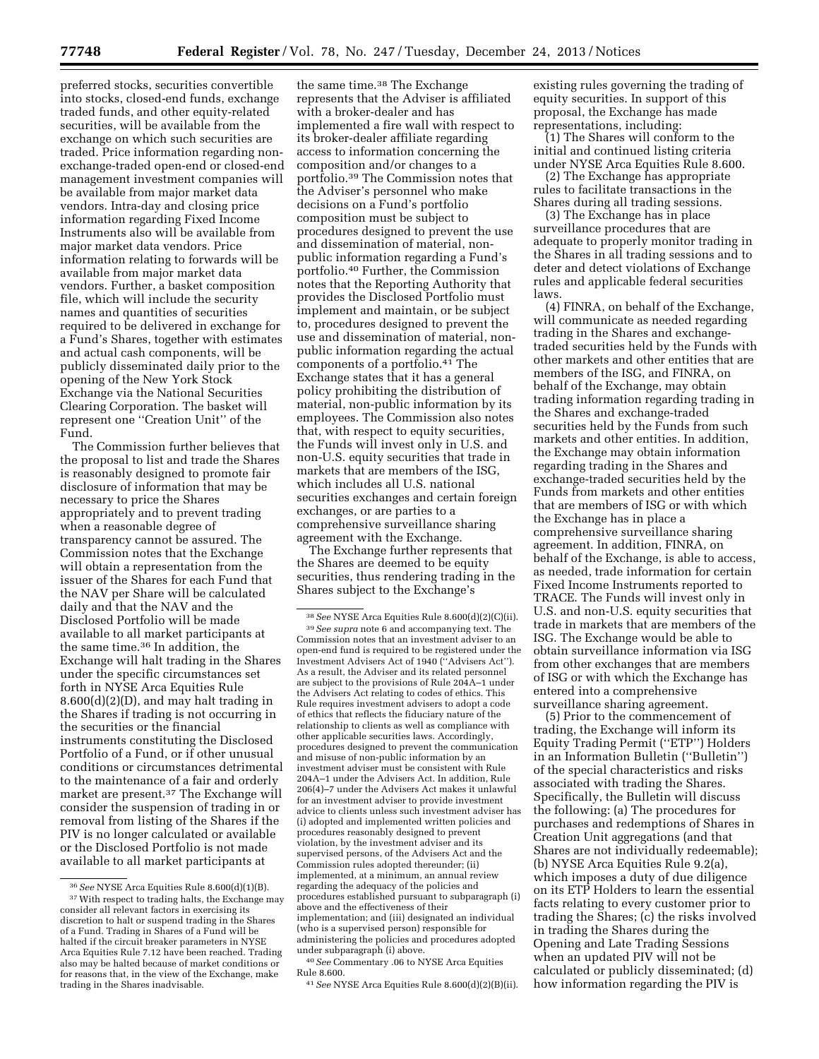preferred stocks, securities convertible into stocks, closed-end funds, exchange traded funds, and other equity-related securities, will be available from the exchange on which such securities are traded. Price information regarding non-exchange-traded open-end or closed-end management investment companies will be available from major market data vendors. Intra-day and closing price information regarding Fixed Income Instruments also will be available from major market data vendors. Price information relating to forwards will be available from major market data vendors. Further, a basket composition file, which will include the security names and quantities of securities required to be delivered in exchange for a Fund's Shares, together with estimates and actual cash components, will be publicly disseminated daily prior to the opening of the New York Stock Exchange via the National Securities Clearing Corporation. The basket will represent one ''Creation Unit'' of the Fund.

The Commission further believes that the proposal to list and trade the Shares is reasonably designed to promote fair disclosure of information that may be necessary to price the Shares appropriately and to prevent trading when a reasonable degree of transparency cannot be assured. The Commission notes that the Exchange will obtain a representation from the issuer of the Shares for each Fund that the NAV per Share will be calculated daily and that the NAV and the Disclosed Portfolio will be made available to all market participants at the same time.[36] In addition, the Exchange will halt trading in the Shares under the specific circumstances set forth in NYSE Arca Equities Rule 8.600(d)(2)(D), and may halt trading in the Shares if trading is not occurring in the securities or the financial instruments constituting the Disclosed Portfolio of a Fund, or if other unusual conditions or circumstances detrimental to the maintenance of a fair and orderly market are present.[37] The Exchange will consider the suspension of trading in or removal from listing of the Shares if the PIV is no longer calculated or available or the Disclosed Portfolio is not made available to all market participants at the same time.[38] The Exchange represents that the Adviser is affiliated with a broker-dealer and has implemented a fire wall with respect to its broker-dealer affiliate regarding access to information concerning the composition and/or changes to a portfolio.[39] The Commission notes that the Adviser's personnel who make decisions on a Fund's portfolio composition must be subject to procedures designed to prevent the use and dissemination of material, non-public information regarding a Fund's portfolio.[40] Further, the Commission notes that the Reporting Authority that provides the Disclosed Portfolio must implement and maintain, or be subject to, procedures designed to prevent the use and dissemination of material, non-public information regarding the actual components of a portfolio.[41] The Exchange states that it has a general policy prohibiting the distribution of material, non-public information by its employees. The Commission also notes that, with respect to equity securities, the Funds will invest only in U.S. and non-U.S. equity securities that trade in markets that are members of the ISG, which includes all U.S. national securities exchanges and certain foreign exchanges, or are parties to a comprehensive surveillance sharing agreement with the Exchange.

The Exchange further represents that the Shares are deemed to be equity securities, thus rendering trading in the Shares subject to the Exchange's existing rules governing the trading of equity securities. In support of this proposal, the Exchange has made representations, including:

(1) The Shares will conform to the initial and continued listing criteria under NYSE Arca Equities Rule 8.600.

(2) The Exchange has appropriate rules to facilitate transactions in the Shares during all trading sessions.

(3) The Exchange has in place surveillance procedures that are adequate to properly monitor trading in the Shares in all trading sessions and to deter and detect violations of Exchange rules and applicable federal securities laws.

(4) FINRA, on behalf of the Exchange, will communicate as needed regarding trading in the Shares and exchange-traded securities held by the Funds with other markets and other entities that are members of the ISG, and FINRA, on behalf of the Exchange, may obtain trading information regarding trading in the Shares and exchange-traded securities held by the Funds from such markets and other entities. In addition, the Exchange may obtain information regarding trading in the Shares and exchange-traded securities held by the Funds from markets and other entities that are members of ISG or with which the Exchange has in place a comprehensive surveillance sharing agreement. In addition, FINRA, on behalf of the Exchange, is able to access, as needed, trade information for certain Fixed Income Instruments reported to TRACE. The Funds will invest only in U.S. and non-U.S. equity securities that trade in markets that are members of the ISG. The Exchange would be able to obtain surveillance information via ISG from other exchanges that are members of ISG or with which the Exchange has entered into a comprehensive surveillance sharing agreement.

(5) Prior to the commencement of trading, the Exchange will inform its Equity Trading Permit (''ETP'') Holders in an Information Bulletin (''Bulletin'') of the special characteristics and risks associated with trading the Shares. Specifically, the Bulletin will discuss the following: (a) The procedures for purchases and redemptions of Shares in Creation Unit aggregations (and that Shares are not individually redeemable); (b) NYSE Arca Equities Rule 9.2(a), which imposes a duty of due diligence on its ETP Holders to learn the essential facts relating to every customer prior to trading the Shares; (c) the risks involved in trading the Shares during the Opening and Late Trading Sessions when an updated PIV will not be calculated or publicly disseminated; (d) how information regarding the PIV is

---

[36] *See* NYSE Arca Equities Rule 8.600(d)(1)(B).

[37] With respect to trading halts, the Exchange may consider all relevant factors in exercising its discretion to halt or suspend trading in the Shares of a Fund. Trading in Shares of a Fund will be halted if the circuit breaker parameters in NYSE Arca Equities Rule 7.12 have been reached. Trading also may be halted because of market conditions or for reasons that, in the view of the Exchange, make trading in the Shares inadvisable.

[38] *See* NYSE Arca Equities Rule 8.600(d)(2)(C)(ii).

[39] *See supra* note 6 and accompanying text. The Commission notes that an investment adviser to an open-end fund is required to be registered under the Investment Advisers Act of 1940 (''Advisers Act''). As a result, the Adviser and its related personnel are subject to the provisions of Rule 204A–1 under the Advisers Act relating to codes of ethics. This Rule requires investment advisers to adopt a code of ethics that reflects the fiduciary nature of the relationship to clients as well as compliance with other applicable securities laws. Accordingly, procedures designed to prevent the communication and misuse of non-public information by an investment adviser must be consistent with Rule 204A–1 under the Advisers Act. In addition, Rule 206(4)–7 under the Advisers Act makes it unlawful for an investment adviser to provide investment advice to clients unless such investment adviser has (i) adopted and implemented written policies and procedures reasonably designed to prevent violation, by the investment adviser and its supervised persons, of the Advisers Act and the Commission rules adopted thereunder; (ii) implemented, at a minimum, an annual review regarding the adequacy of the policies and procedures established pursuant to subparagraph (i) above and the effectiveness of their implementation; and (iii) designated an individual (who is a supervised person) responsible for administering the policies and procedures adopted under subparagraph (i) above.

[40] *See* Commentary .06 to NYSE Arca Equities Rule 8.600.

[41] *See* NYSE Arca Equities Rule 8.600(d)(2)(B)(ii).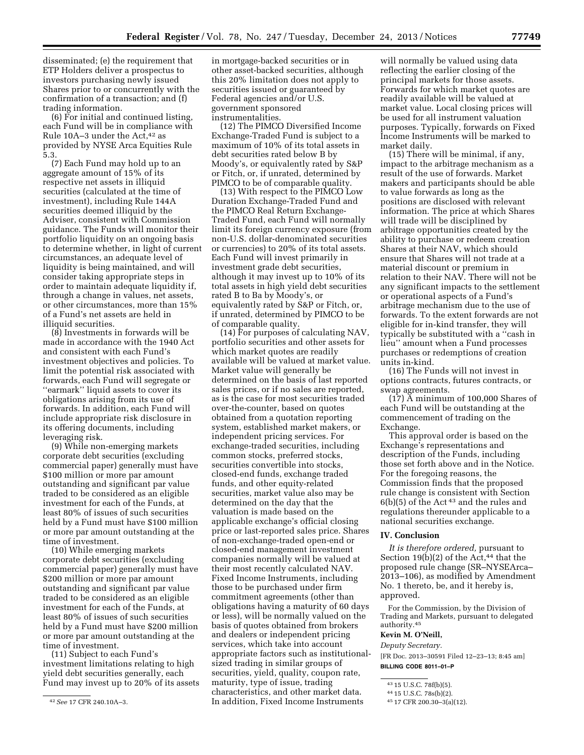disseminated; (e) the requirement that ETP Holders deliver a prospectus to investors purchasing newly issued Shares prior to or concurrently with the confirmation of a transaction; and (f) trading information.

(6) For initial and continued listing, each Fund will be in compliance with Rule 10A–3 under the Act,[42] as provided by NYSE Arca Equities Rule 5.3.

(7) Each Fund may hold up to an aggregate amount of 15% of its respective net assets in illiquid securities (calculated at the time of investment), including Rule 144A securities deemed illiquid by the Adviser, consistent with Commission guidance. The Funds will monitor their portfolio liquidity on an ongoing basis to determine whether, in light of current circumstances, an adequate level of liquidity is being maintained, and will consider taking appropriate steps in order to maintain adequate liquidity if, through a change in values, net assets, or other circumstances, more than 15% of a Fund's net assets are held in illiquid securities.

(8) Investments in forwards will be made in accordance with the 1940 Act and consistent with each Fund's investment objectives and policies. To limit the potential risk associated with forwards, each Fund will segregate or "earmark" liquid assets to cover its obligations arising from its use of forwards. In addition, each Fund will include appropriate risk disclosure in its offering documents, including leveraging risk.

(9) While non-emerging markets corporate debt securities (excluding commercial paper) generally must have $100 million or more par amount outstanding and significant par value traded to be considered as an eligible investment for each of the Funds, at least 80% of issues of such securities held by a Fund must have $100 million or more par amount outstanding at the time of investment.

(10) While emerging markets corporate debt securities (excluding commercial paper) generally must have $200 million or more par amount outstanding and significant par value traded to be considered as an eligible investment for each of the Funds, at least 80% of issues of such securities held by a Fund must have $200 million or more par amount outstanding at the time of investment.

(11) Subject to each Fund's investment limitations relating to high yield debt securities generally, each Fund may invest up to 20% of its assets in mortgage-backed securities or in other asset-backed securities, although this 20% limitation does not apply to securities issued or guaranteed by Federal agencies and/or U.S. government sponsored instrumentalities.

(12) The PIMCO Diversified Income Exchange-Traded Fund is subject to a maximum of 10% of its total assets in debt securities rated below B by Moody's, or equivalently rated by S&P or Fitch, or, if unrated, determined by PIMCO to be of comparable quality.

(13) With respect to the PIMCO Low Duration Exchange-Traded Fund and the PIMCO Real Return Exchange-Traded Fund, each Fund will normally limit its foreign currency exposure (from non-U.S. dollar-denominated securities or currencies) to 20% of its total assets. Each Fund will invest primarily in investment grade debt securities, although it may invest up to 10% of its total assets in high yield debt securities rated B to Ba by Moody's, or equivalently rated by S&P or Fitch, or, if unrated, determined by PIMCO to be of comparable quality.

(14) For purposes of calculating NAV, portfolio securities and other assets for which market quotes are readily available will be valued at market value. Market value will generally be determined on the basis of last reported sales prices, or if no sales are reported, as is the case for most securities traded over-the-counter, based on quotes obtained from a quotation reporting system, established market makers, or independent pricing services. For exchange-traded securities, including common stocks, preferred stocks, securities convertible into stocks, closed-end funds, exchange traded funds, and other equity-related securities, market value also may be determined on the day that the valuation is made based on the applicable exchange's official closing price or last-reported sales price. Shares of non-exchange-traded open-end or closed-end management investment companies normally will be valued at their most recently calculated NAV. Fixed Income Instruments, including those to be purchased under firm commitment agreements (other than obligations having a maturity of 60 days or less), will be normally valued on the basis of quotes obtained from brokers and dealers or independent pricing services, which take into account appropriate factors such as institutional-sized trading in similar groups of securities, yield, quality, coupon rate, maturity, type of issue, trading characteristics, and other market data. In addition, Fixed Income Instruments will normally be valued using data reflecting the earlier closing of the principal markets for those assets. Forwards for which market quotes are readily available will be valued at market value. Local closing prices will be used for all instrument valuation purposes. Typically, forwards on Fixed Income Instruments will be marked to market daily.

(15) There will be minimal, if any, impact to the arbitrage mechanism as a result of the use of forwards. Market makers and participants should be able to value forwards as long as the positions are disclosed with relevant information. The price at which Shares will trade will be disciplined by arbitrage opportunities created by the ability to purchase or redeem creation Shares at their NAV, which should ensure that Shares will not trade at a material discount or premium in relation to their NAV. There will not be any significant impacts to the settlement or operational aspects of a Fund's arbitrage mechanism due to the use of forwards. To the extent forwards are not eligible for in-kind transfer, they will typically be substituted with a "cash in lieu" amount when a Fund processes purchases or redemptions of creation units in-kind.

(16) The Funds will not invest in options contracts, futures contracts, or swap agreements.

(17) A minimum of 100,000 Shares of each Fund will be outstanding at the commencement of trading on the Exchange.

This approval order is based on the Exchange's representations and description of the Funds, including those set forth above and in the Notice. For the foregoing reasons, the Commission finds that the proposed rule change is consistent with Section 6(b)(5) of the Act[43] and the rules and regulations thereunder applicable to a national securities exchange.

## IV. Conclusion

*It is therefore ordered,* pursuant to Section 19(b)(2) of the Act,[44] that the proposed rule change (SR–NYSEArca–2013–106), as modified by Amendment No. 1 thereto, be, and it hereby is, approved.

For the Commission, by the Division of Trading and Markets, pursuant to delegated authority.[45]

**Kevin M. O'Neill,**

*Deputy Secretary.*

[FR Doc. 2013–30591 Filed 12–23–13; 8:45 am]

**BILLING CODE 8011–01–P**

---

[42] *See* 17 CFR 240.10A–3.

[43] 15 U.S.C. 78f(b)(5).

[44] 15 U.S.C. 78s(b)(2).

[45] 17 CFR 200.30–3(a)(12).